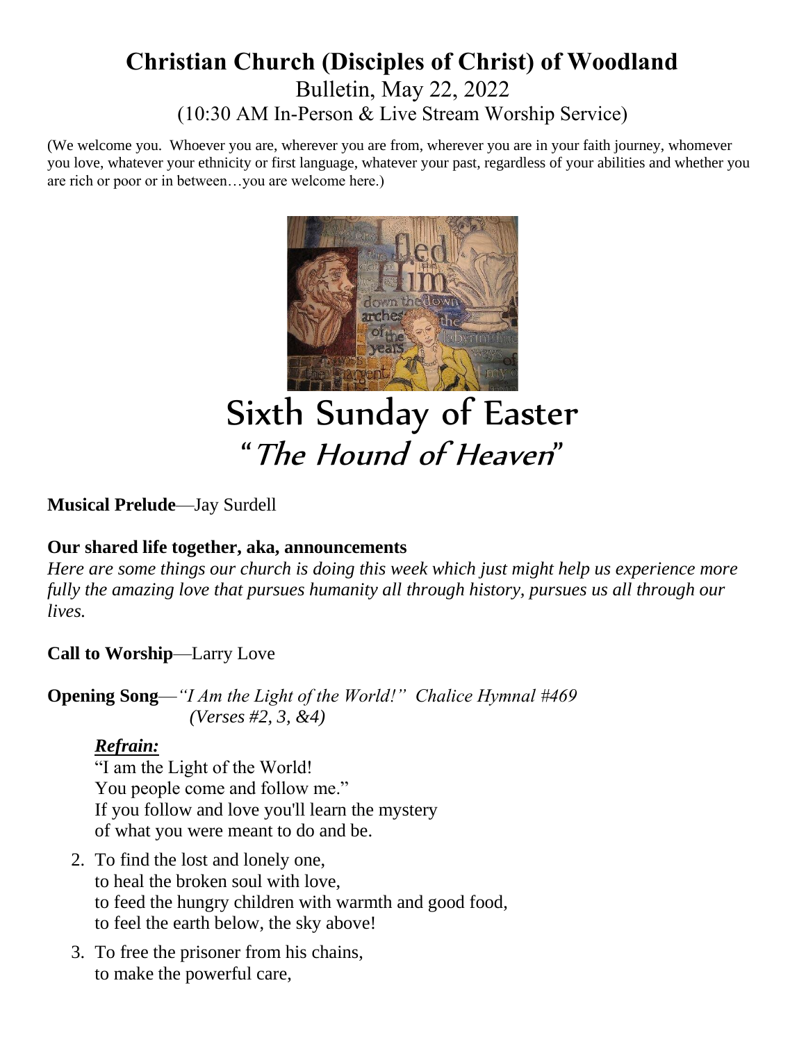# Christian Church (Disciples of Christ) of Woodland

Bulletin, May 22, 2022

(10:30 AM In-Person & Live Stream Worship Service)

(We welcome you. Whoever you are, wherever you are from, wherever you are in your faith journey, whomever you love, whatever your ethnicity or first language, whatever your past, regardless of your abilities and whether you are rich or poor or in between…you are welcome here.)

## Sixth Sunday of Easter

## "*The Hound of Heaven*"

**Musical Prelude**—Jay Surdell

**Our shared life together, aka, announcements**

*Here are some things our church is doing this week which just might help us experience more fully the amazing love that pursues humanity all through history, pursues us all through our lives.*

**Call to Worship**—Larry Love

**Opening Song**—*"I Am the Light of the World!" Chalice Hymnal #469 (Verses #2, 3, &4)*

***Refrain:***

"I am the Light of the World!
You people come and follow me."
If you follow and love you'll learn the mystery
of what you were meant to do and be.

2. To find the lost and lonely one,
   to heal the broken soul with love,
   to feed the hungry children with warmth and good food,
   to feel the earth below, the sky above!

3. To free the prisoner from his chains,
   to make the powerful care,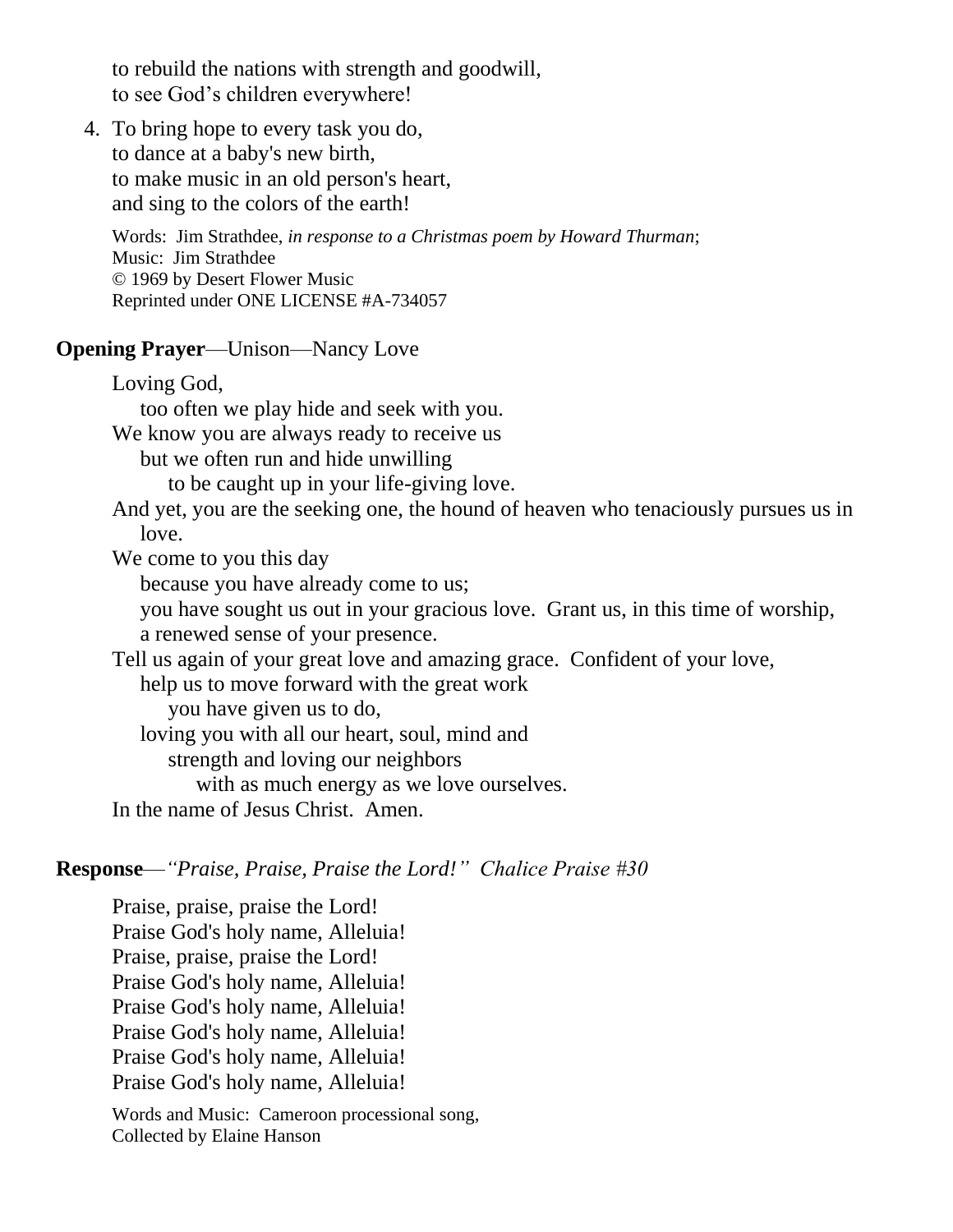to rebuild the nations with strength and goodwill,
to see God's children everywhere!

4. To bring hope to every task you do,
   to dance at a baby's new birth,
   to make music in an old person's heart,
   and sing to the colors of the earth!

   Words: Jim Strathdee, *in response to a Christmas poem by Howard Thurman*;
   Music: Jim Strathdee
   © 1969 by Desert Flower Music
   Reprinted under ONE LICENSE #A-734057

**Opening Prayer**—Unison—Nancy Love

Loving God,
too often we play hide and seek with you.
We know you are always ready to receive us
but we often run and hide unwilling
to be caught up in your life-giving love.
And yet, you are the seeking one, the hound of heaven who tenaciously pursues us in love.
We come to you this day
because you have already come to us;
you have sought us out in your gracious love. Grant us, in this time of worship,
a renewed sense of your presence.
Tell us again of your great love and amazing grace. Confident of your love,
help us to move forward with the great work
you have given us to do,
loving you with all our heart, soul, mind and
strength and loving our neighbors
with as much energy as we love ourselves.
In the name of Jesus Christ. Amen.

**Response**—*"Praise, Praise, Praise the Lord!" Chalice Praise #30*

Praise, praise, praise the Lord!
Praise God's holy name, Alleluia!
Praise, praise, praise the Lord!
Praise God's holy name, Alleluia!
Praise God's holy name, Alleluia!
Praise God's holy name, Alleluia!
Praise God's holy name, Alleluia!
Praise God's holy name, Alleluia!

Words and Music: Cameroon processional song,
Collected by Elaine Hanson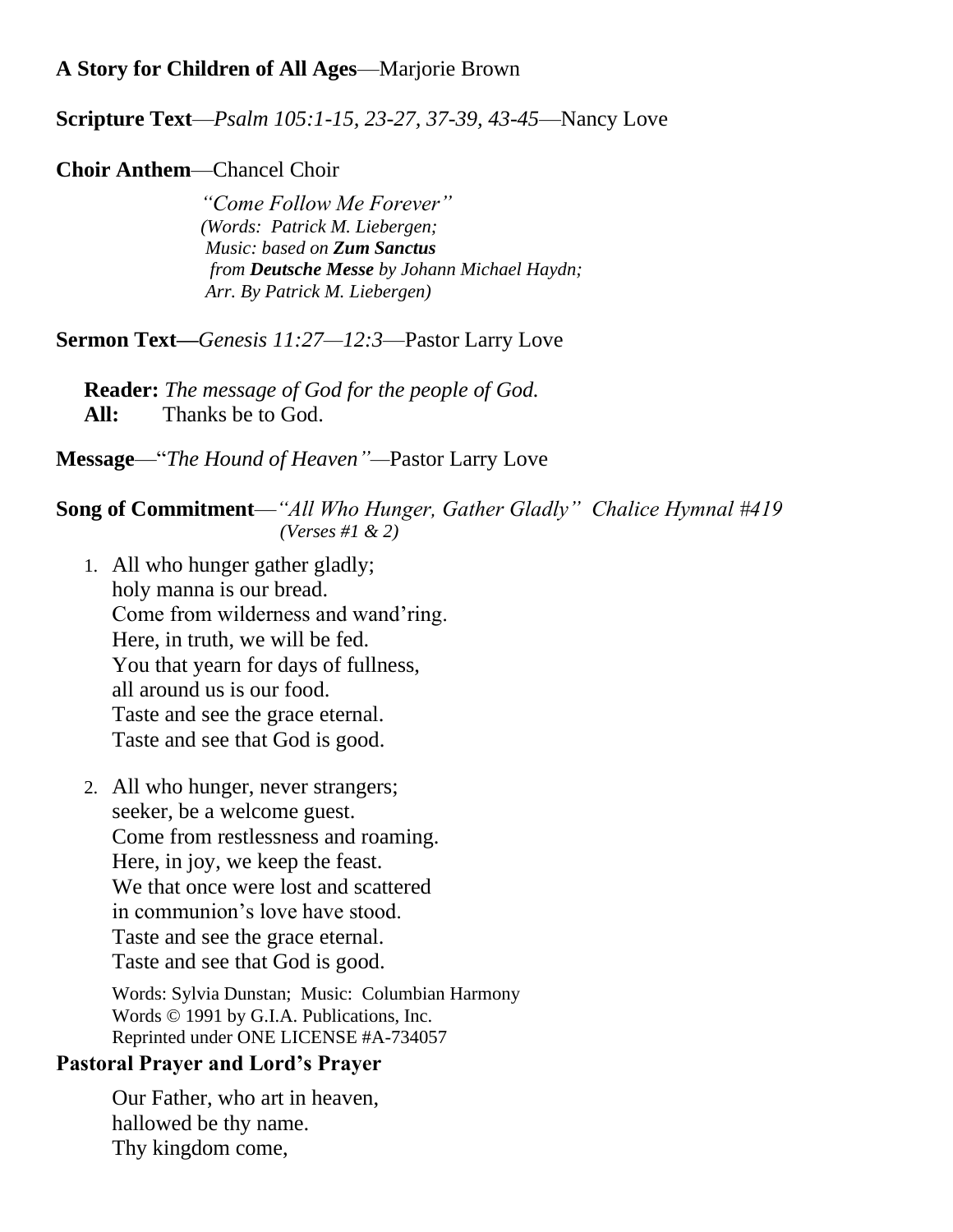**A Story for Children of All Ages**—Marjorie Brown

**Scripture Text**—*Psalm 105:1-15, 23-27, 37-39, 43-45*—Nancy Love

**Choir Anthem**—Chancel Choir

*"Come Follow Me Forever"*
*(Words: Patrick M. Liebergen;*
*Music: based on **Zum Sanctus***
*from **Deutsche Messe** by Johann Michael Haydn;*
*Arr. By Patrick M. Liebergen)*

**Sermon Text—***Genesis 11:27—12:3*—Pastor Larry Love

**Reader:** *The message of God for the people of God.*
**All:** Thanks be to God.

**Message**—"*The Hound of Heaven"*—Pastor Larry Love

**Song of Commitment**—*"All Who Hunger, Gather Gladly" Chalice Hymnal #419*
*(Verses #1 & 2)*

1. All who hunger gather gladly;
   holy manna is our bread.
   Come from wilderness and wand'ring.
   Here, in truth, we will be fed.
   You that yearn for days of fullness,
   all around us is our food.
   Taste and see the grace eternal.
   Taste and see that God is good.

2. All who hunger, never strangers;
   seeker, be a welcome guest.
   Come from restlessness and roaming.
   Here, in joy, we keep the feast.
   We that once were lost and scattered
   in communion's love have stood.
   Taste and see the grace eternal.
   Taste and see that God is good.

Words: Sylvia Dunstan; Music: Columbian Harmony
Words © 1991 by G.I.A. Publications, Inc.
Reprinted under ONE LICENSE #A-734057

**Pastoral Prayer and Lord's Prayer**

Our Father, who art in heaven,
hallowed be thy name.
Thy kingdom come,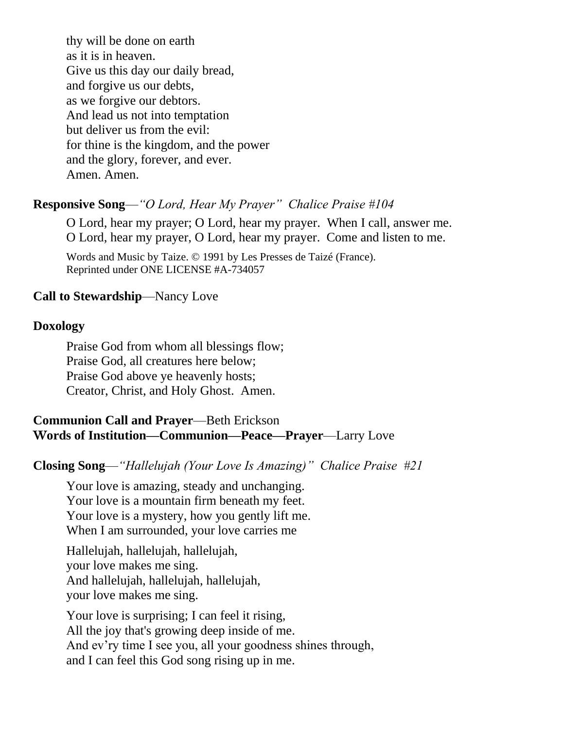thy will be done on earth
as it is in heaven.
Give us this day our daily bread,
and forgive us our debts,
as we forgive our debtors.
And lead us not into temptation
but deliver us from the evil:
for thine is the kingdom, and the power
and the glory, forever, and ever.
Amen. Amen.

**Responsive Song**—*"O Lord, Hear My Prayer" Chalice Praise #104*

O Lord, hear my prayer; O Lord, hear my prayer. When I call, answer me.
O Lord, hear my prayer, O Lord, hear my prayer. Come and listen to me.

Words and Music by Taize. © 1991 by Les Presses de Taizé (France).
Reprinted under ONE LICENSE #A-734057

**Call to Stewardship**—Nancy Love

**Doxology**

Praise God from whom all blessings flow;
Praise God, all creatures here below;
Praise God above ye heavenly hosts;
Creator, Christ, and Holy Ghost. Amen.

**Communion Call and Prayer**—Beth Erickson
**Words of Institution—Communion—Peace—Prayer**—Larry Love

**Closing Song**—*"Hallelujah (Your Love Is Amazing)" Chalice Praise #21*

Your love is amazing, steady and unchanging.
Your love is a mountain firm beneath my feet.
Your love is a mystery, how you gently lift me.
When I am surrounded, your love carries me

Hallelujah, hallelujah, hallelujah,
your love makes me sing.
And hallelujah, hallelujah, hallelujah,
your love makes me sing.

Your love is surprising; I can feel it rising,
All the joy that's growing deep inside of me.
And ev'ry time I see you, all your goodness shines through,
and I can feel this God song rising up in me.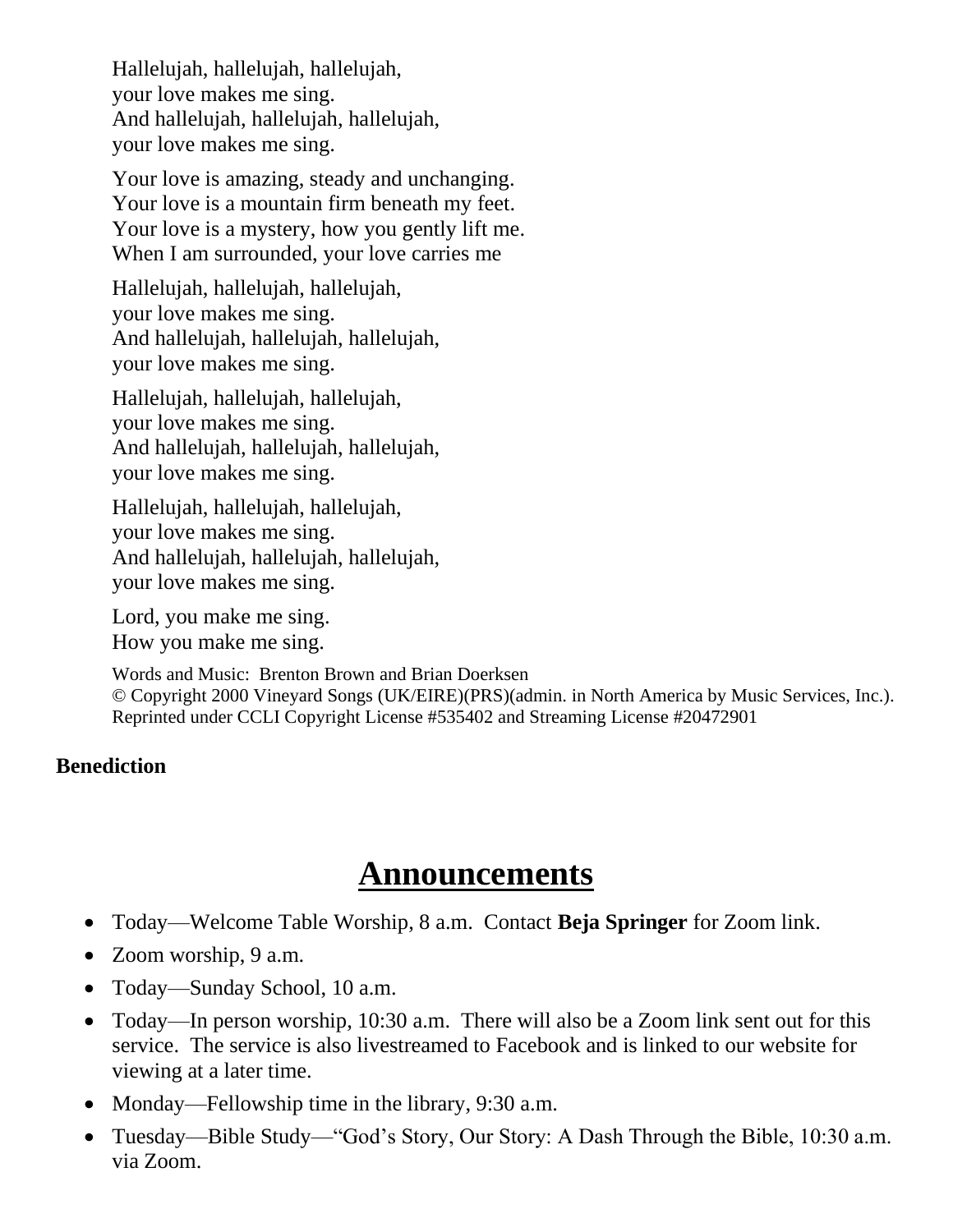Hallelujah, hallelujah, hallelujah,
your love makes me sing.
And hallelujah, hallelujah, hallelujah,
your love makes me sing.

Your love is amazing, steady and unchanging.
Your love is a mountain firm beneath my feet.
Your love is a mystery, how you gently lift me.
When I am surrounded, your love carries me

Hallelujah, hallelujah, hallelujah,
your love makes me sing.
And hallelujah, hallelujah, hallelujah,
your love makes me sing.

Hallelujah, hallelujah, hallelujah,
your love makes me sing.
And hallelujah, hallelujah, hallelujah,
your love makes me sing.

Hallelujah, hallelujah, hallelujah,
your love makes me sing.
And hallelujah, hallelujah, hallelujah,
your love makes me sing.

Lord, you make me sing.
How you make me sing.

Words and Music: Brenton Brown and Brian Doerksen
© Copyright 2000 Vineyard Songs (UK/EIRE)(PRS)(admin. in North America by Music Services, Inc.).
Reprinted under CCLI Copyright License #535402 and Streaming License #20472901

**Benediction**

# Announcements

- Today—Welcome Table Worship, 8 a.m. Contact **Beja Springer** for Zoom link.
- Zoom worship, 9 a.m.
- Today—Sunday School, 10 a.m.
- Today—In person worship, 10:30 a.m. There will also be a Zoom link sent out for this service. The service is also livestreamed to Facebook and is linked to our website for viewing at a later time.
- Monday—Fellowship time in the library, 9:30 a.m.
- Tuesday—Bible Study—"God's Story, Our Story: A Dash Through the Bible, 10:30 a.m. via Zoom.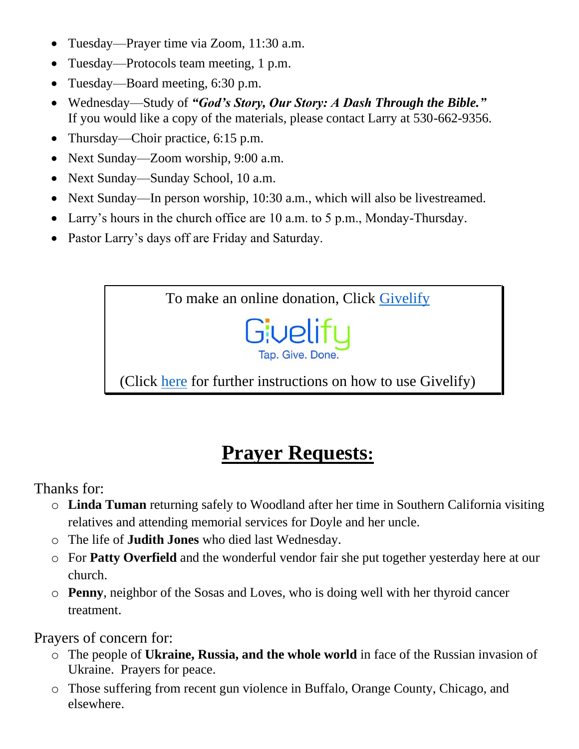- Tuesday—Prayer time via Zoom, 11:30 a.m.
- Tuesday—Protocols team meeting, 1 p.m.
- Tuesday—Board meeting, 6:30 p.m.
- Wednesday—Study of ***"God's Story, Our Story: A Dash Through the Bible."*** If you would like a copy of the materials, please contact Larry at 530-662-9356.
- Thursday—Choir practice, 6:15 p.m.
- Next Sunday—Zoom worship, 9:00 a.m.
- Next Sunday—Sunday School, 10 a.m.
- Next Sunday—In person worship, 10:30 a.m., which will also be livestreamed.
- Larry's hours in the church office are 10 a.m. to 5 p.m., Monday-Thursday.
- Pastor Larry's days off are Friday and Saturday.

To make an online donation, Click Givelify

Givelify
Tap. Give. Done.

(Click here for further instructions on how to use Givelify)

# Prayer Requests:

Thanks for:

- **Linda Tuman** returning safely to Woodland after her time in Southern California visiting relatives and attending memorial services for Doyle and her uncle.
- The life of **Judith Jones** who died last Wednesday.
- For **Patty Overfield** and the wonderful vendor fair she put together yesterday here at our church.
- **Penny**, neighbor of the Sosas and Loves, who is doing well with her thyroid cancer treatment.

Prayers of concern for:

- The people of **Ukraine, Russia, and the whole world** in face of the Russian invasion of Ukraine. Prayers for peace.
- Those suffering from recent gun violence in Buffalo, Orange County, Chicago, and elsewhere.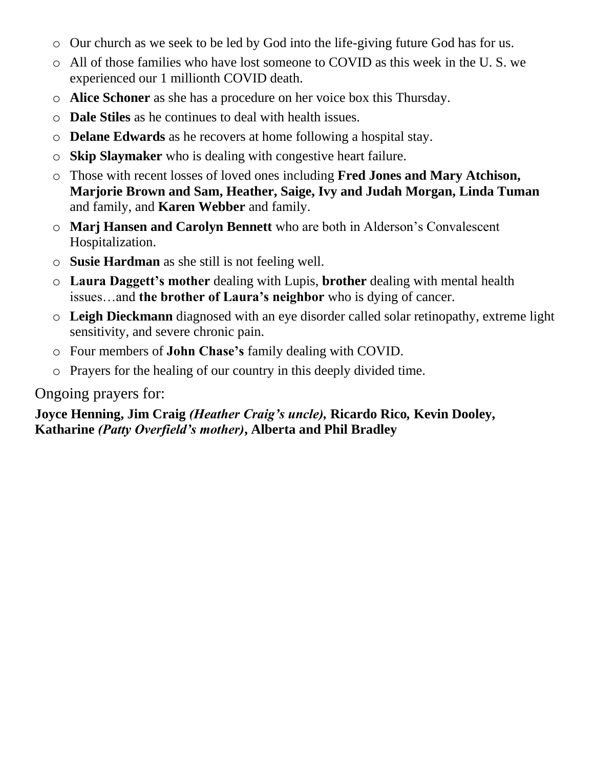- Our church as we seek to be led by God into the life-giving future God has for us.
- All of those families who have lost someone to COVID as this week in the U. S. we experienced our 1 millionth COVID death.
- **Alice Schoner** as she has a procedure on her voice box this Thursday.
- **Dale Stiles** as he continues to deal with health issues.
- **Delane Edwards** as he recovers at home following a hospital stay.
- **Skip Slaymaker** who is dealing with congestive heart failure.
- Those with recent losses of loved ones including **Fred Jones and Mary Atchison, Marjorie Brown and Sam, Heather, Saige, Ivy and Judah Morgan, Linda Tuman** and family, and **Karen Webber** and family.
- **Marj Hansen and Carolyn Bennett** who are both in Alderson's Convalescent Hospitalization.
- **Susie Hardman** as she still is not feeling well.
- **Laura Daggett's mother** dealing with Lupis, **brother** dealing with mental health issues…and **the brother of Laura's neighbor** who is dying of cancer.
- **Leigh Dieckmann** diagnosed with an eye disorder called solar retinopathy, extreme light sensitivity, and severe chronic pain.
- Four members of **John Chase's** family dealing with COVID.
- Prayers for the healing of our country in this deeply divided time.

Ongoing prayers for:

**Joyce Henning, Jim Craig** ***(Heather Craig's uncle)*****, Ricardo Rico, Kevin Dooley, Katharine** ***(Patty Overfield's mother)*****, Alberta and Phil Bradley**